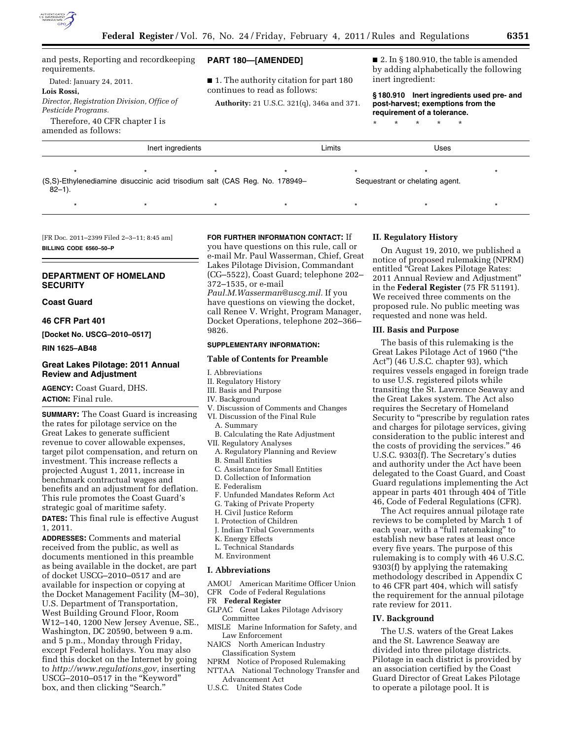and pests, Reporting and recordkeeping requirements.

Dated: January 24, 2011.

**Lois Rossi,**

*Director, Registration Division, Office of Pesticide Programs.*

Therefore, 40 CFR chapter I is amended as follows:

## PART 180—[AMENDED]

■ 1. The authority citation for part 180 continues to read as follows:

**Authority:** 21 U.S.C. 321(q), 346a and 371.

■ 2. In § 180.910, the table is amended by adding alphabetically the following inert ingredient:

**§ 180.910 Inert ingredients used pre- and post-harvest; exemptions from the requirement of a tolerance.**

\* \* \* \* \*

| Inert ingredients | Limits | Uses |
|---|---|---|
| \* \* \* \* \* \* \* | | |
| (S,S)-Ethylenediamine disuccinic acid trisodium salt (CAS Reg. No. 178949–82–1). | | Sequestrant or chelating agent. |
| \* \* \* \* \* \* \* | | |

[FR Doc. 2011–2399 Filed 2–3–11; 8:45 am]

**BILLING CODE 6560–50–P**

## DEPARTMENT OF HOMELAND SECURITY

### Coast Guard

### 46 CFR Part 401

**[Docket No. USCG–2010–0517]**

**RIN 1625–AB48**

### Great Lakes Pilotage: 2011 Annual Review and Adjustment

**AGENCY:** Coast Guard, DHS.

**ACTION:** Final rule.

**SUMMARY:** The Coast Guard is increasing the rates for pilotage service on the Great Lakes to generate sufficient revenue to cover allowable expenses, target pilot compensation, and return on investment. This increase reflects a projected August 1, 2011, increase in benchmark contractual wages and benefits and an adjustment for deflation. This rule promotes the Coast Guard's strategic goal of maritime safety.

**DATES:** This final rule is effective August 1, 2011.

**ADDRESSES:** Comments and material received from the public, as well as documents mentioned in this preamble as being available in the docket, are part of docket USCG–2010–0517 and are available for inspection or copying at the Docket Management Facility (M–30), U.S. Department of Transportation, West Building Ground Floor, Room W12–140, 1200 New Jersey Avenue, SE., Washington, DC 20590, between 9 a.m. and 5 p.m., Monday through Friday, except Federal holidays. You may also find this docket on the Internet by going to *http://www.regulations.gov,* inserting USCG–2010–0517 in the "Keyword" box, and then clicking "Search."

**FOR FURTHER INFORMATION CONTACT:** If you have questions on this rule, call or e-mail Mr. Paul Wasserman, Chief, Great Lakes Pilotage Division, Commandant (CG–5522), Coast Guard; telephone 202–372–1535, or e-mail *Paul.M.Wasserman@uscg.mil.* If you have questions on viewing the docket, call Renee V. Wright, Program Manager, Docket Operations, telephone 202–366–9826.

**SUPPLEMENTARY INFORMATION:**

### Table of Contents for Preamble

I. Abbreviations
II. Regulatory History
III. Basis and Purpose
IV. Background
V. Discussion of Comments and Changes
VI. Discussion of the Final Rule
  A. Summary
  B. Calculating the Rate Adjustment
VII. Regulatory Analyses
  A. Regulatory Planning and Review
  B. Small Entities
  C. Assistance for Small Entities
  D. Collection of Information
  E. Federalism
  F. Unfunded Mandates Reform Act
  G. Taking of Private Property
  H. Civil Justice Reform
  I. Protection of Children
  J. Indian Tribal Governments
  K. Energy Effects
  L. Technical Standards
  M. Environment

### I. Abbreviations

AMOU American Maritime Officer Union
CFR Code of Federal Regulations
FR **Federal Register**
GLPAC Great Lakes Pilotage Advisory Committee
MISLE Marine Information for Safety, and Law Enforcement
NAICS North American Industry Classification System
NPRM Notice of Proposed Rulemaking
NTTAA National Technology Transfer and Advancement Act
U.S.C. United States Code

### II. Regulatory History

On August 19, 2010, we published a notice of proposed rulemaking (NPRM) entitled "Great Lakes Pilotage Rates: 2011 Annual Review and Adjustment" in the **Federal Register** (75 FR 51191). We received three comments on the proposed rule. No public meeting was requested and none was held.

### III. Basis and Purpose

The basis of this rulemaking is the Great Lakes Pilotage Act of 1960 ("the Act") (46 U.S.C. chapter 93), which requires vessels engaged in foreign trade to use U.S. registered pilots while transiting the St. Lawrence Seaway and the Great Lakes system. The Act also requires the Secretary of Homeland Security to "prescribe by regulation rates and charges for pilotage services, giving consideration to the public interest and the costs of providing the services." 46 U.S.C. 9303(f). The Secretary's duties and authority under the Act have been delegated to the Coast Guard, and Coast Guard regulations implementing the Act appear in parts 401 through 404 of Title 46, Code of Federal Regulations (CFR).

The Act requires annual pilotage rate reviews to be completed by March 1 of each year, with a "full ratemaking" to establish new base rates at least once every five years. The purpose of this rulemaking is to comply with 46 U.S.C. 9303(f) by applying the ratemaking methodology described in Appendix C to 46 CFR part 404, which will satisfy the requirement for the annual pilotage rate review for 2011.

### IV. Background

The U.S. waters of the Great Lakes and the St. Lawrence Seaway are divided into three pilotage districts. Pilotage in each district is provided by an association certified by the Coast Guard Director of Great Lakes Pilotage to operate a pilotage pool. It is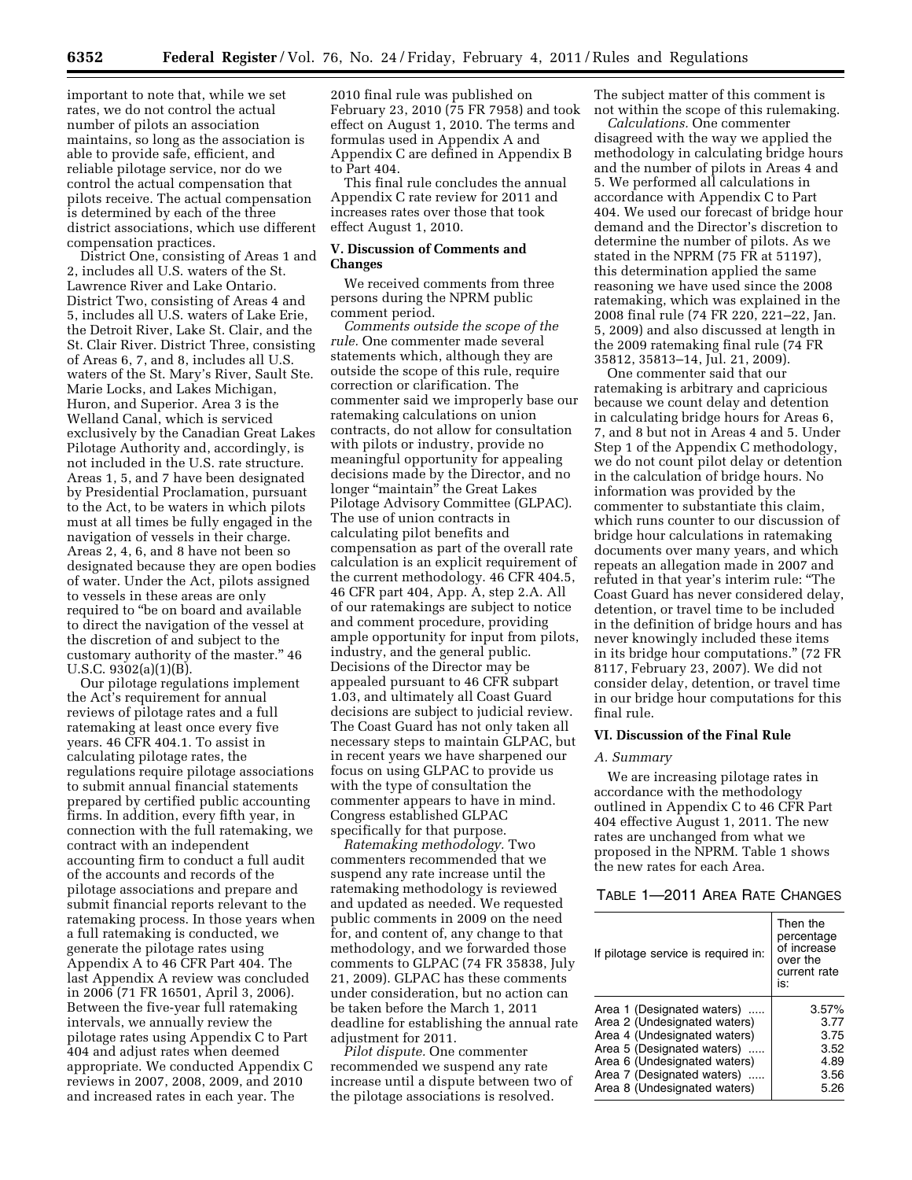important to note that, while we set rates, we do not control the actual number of pilots an association maintains, so long as the association is able to provide safe, efficient, and reliable pilotage service, nor do we control the actual compensation that pilots receive. The actual compensation is determined by each of the three district associations, which use different compensation practices.

District One, consisting of Areas 1 and 2, includes all U.S. waters of the St. Lawrence River and Lake Ontario. District Two, consisting of Areas 4 and 5, includes all U.S. waters of Lake Erie, the Detroit River, Lake St. Clair, and the St. Clair River. District Three, consisting of Areas 6, 7, and 8, includes all U.S. waters of the St. Mary's River, Sault Ste. Marie Locks, and Lakes Michigan, Huron, and Superior. Area 3 is the Welland Canal, which is serviced exclusively by the Canadian Great Lakes Pilotage Authority and, accordingly, is not included in the U.S. rate structure. Areas 1, 5, and 7 have been designated by Presidential Proclamation, pursuant to the Act, to be waters in which pilots must at all times be fully engaged in the navigation of vessels in their charge. Areas 2, 4, 6, and 8 have not been so designated because they are open bodies of water. Under the Act, pilots assigned to vessels in these areas are only required to "be on board and available to direct the navigation of the vessel at the discretion of and subject to the customary authority of the master." 46 U.S.C. 9302(a)(1)(B).

Our pilotage regulations implement the Act's requirement for annual reviews of pilotage rates and a full ratemaking at least once every five years. 46 CFR 404.1. To assist in calculating pilotage rates, the regulations require pilotage associations to submit annual financial statements prepared by certified public accounting firms. In addition, every fifth year, in connection with the full ratemaking, we contract with an independent accounting firm to conduct a full audit of the accounts and records of the pilotage associations and prepare and submit financial reports relevant to the ratemaking process. In those years when a full ratemaking is conducted, we generate the pilotage rates using Appendix A to 46 CFR Part 404. The last Appendix A review was concluded in 2006 (71 FR 16501, April 3, 2006). Between the five-year full ratemaking intervals, we annually review the pilotage rates using Appendix C to Part 404 and adjust rates when deemed appropriate. We conducted Appendix C reviews in 2007, 2008, 2009, and 2010 and increased rates in each year. The 2010 final rule was published on February 23, 2010 (75 FR 7958) and took effect on August 1, 2010. The terms and formulas used in Appendix A and Appendix C are defined in Appendix B to Part 404.

This final rule concludes the annual Appendix C rate review for 2011 and increases rates over those that took effect August 1, 2010.

## V. Discussion of Comments and Changes

We received comments from three persons during the NPRM public comment period.

*Comments outside the scope of the rule.* One commenter made several statements which, although they are outside the scope of this rule, require correction or clarification. The commenter said we improperly base our ratemaking calculations on union contracts, do not allow for consultation with pilots or industry, provide no meaningful opportunity for appealing decisions made by the Director, and no longer "maintain" the Great Lakes Pilotage Advisory Committee (GLPAC). The use of union contracts in calculating pilot benefits and compensation as part of the overall rate calculation is an explicit requirement of the current methodology. 46 CFR 404.5, 46 CFR part 404, App. A, step 2.A. All of our ratemakings are subject to notice and comment procedure, providing ample opportunity for input from pilots, industry, and the general public. Decisions of the Director may be appealed pursuant to 46 CFR subpart 1.03, and ultimately all Coast Guard decisions are subject to judicial review. The Coast Guard has not only taken all necessary steps to maintain GLPAC, but in recent years we have sharpened our focus on using GLPAC to provide us with the type of consultation the commenter appears to have in mind. Congress established GLPAC specifically for that purpose.

*Ratemaking methodology.* Two commenters recommended that we suspend any rate increase until the ratemaking methodology is reviewed and updated as needed. We requested public comments in 2009 on the need for, and content of, any change to that methodology, and we forwarded those comments to GLPAC (74 FR 35838, July 21, 2009). GLPAC has these comments under consideration, but no action can be taken before the March 1, 2011 deadline for establishing the annual rate adjustment for 2011.

*Pilot dispute.* One commenter recommended we suspend any rate increase until a dispute between two of the pilotage associations is resolved. The subject matter of this comment is not within the scope of this rulemaking.

*Calculations.* One commenter disagreed with the way we applied the methodology in calculating bridge hours and the number of pilots in Areas 4 and 5. We performed all calculations in accordance with Appendix C to Part 404. We used our forecast of bridge hour demand and the Director's discretion to determine the number of pilots. As we stated in the NPRM (75 FR at 51197), this determination applied the same reasoning we have used since the 2008 ratemaking, which was explained in the 2008 final rule (74 FR 220, 221–22, Jan. 5, 2009) and also discussed at length in the 2009 ratemaking final rule (74 FR 35812, 35813–14, Jul. 21, 2009).

One commenter said that our ratemaking is arbitrary and capricious because we count delay and detention in calculating bridge hours for Areas 6, 7, and 8 but not in Areas 4 and 5. Under Step 1 of the Appendix C methodology, we do not count pilot delay or detention in the calculation of bridge hours. No information was provided by the commenter to substantiate this claim, which runs counter to our discussion of bridge hour calculations in ratemaking documents over many years, and which repeats an allegation made in 2007 and refuted in that year's interim rule: "The Coast Guard has never considered delay, detention, or travel time to be included in the definition of bridge hours and has never knowingly included these items in its bridge hour computations." (72 FR 8117, February 23, 2007). We did not consider delay, detention, or travel time in our bridge hour computations for this final rule.

## VI. Discussion of the Final Rule

### A. Summary

We are increasing pilotage rates in accordance with the methodology outlined in Appendix C to 46 CFR Part 404 effective August 1, 2011. The new rates are unchanged from what we proposed in the NPRM. Table 1 shows the new rates for each Area.

TABLE 1—2011 AREA RATE CHANGES

| If pilotage service is required in: | Then the percentage of increase over the current rate is: |
|---|---|
| Area 1 (Designated waters) | 3.57% |
| Area 2 (Undesignated waters) | 3.77 |
| Area 4 (Undesignated waters) | 3.75 |
| Area 5 (Designated waters) | 3.52 |
| Area 6 (Undesignated waters) | 4.89 |
| Area 7 (Designated waters) | 3.56 |
| Area 8 (Undesignated waters) | 5.26 |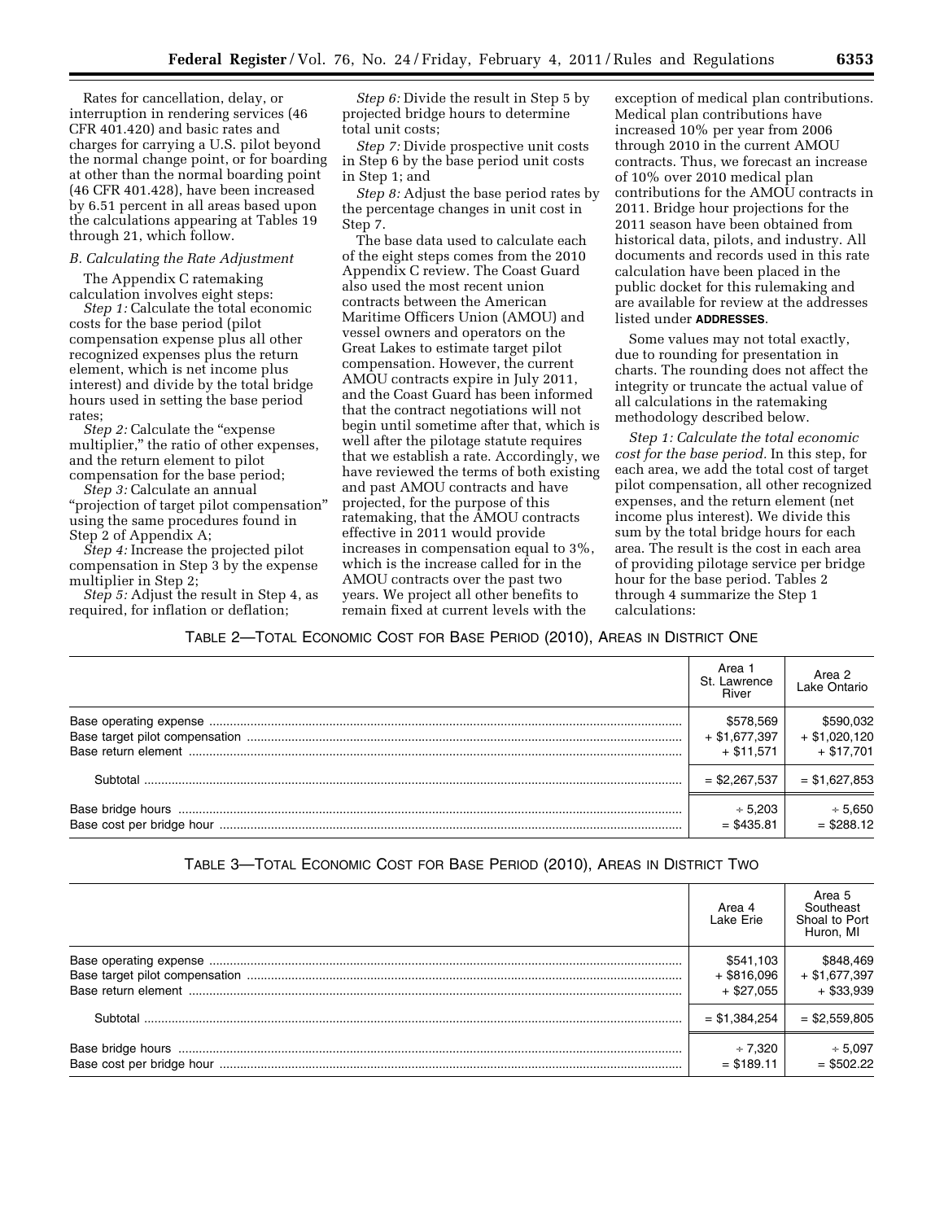Rates for cancellation, delay, or interruption in rendering services (46 CFR 401.420) and basic rates and charges for carrying a U.S. pilot beyond the normal change point, or for boarding at other than the normal boarding point (46 CFR 401.428), have been increased by 6.51 percent in all areas based upon the calculations appearing at Tables 19 through 21, which follow.

*B. Calculating the Rate Adjustment*

The Appendix C ratemaking calculation involves eight steps:

*Step 1:* Calculate the total economic costs for the base period (pilot compensation expense plus all other recognized expenses plus the return element, which is net income plus interest) and divide by the total bridge hours used in setting the base period rates;

*Step 2:* Calculate the "expense multiplier," the ratio of other expenses, and the return element to pilot compensation for the base period;

*Step 3:* Calculate an annual "projection of target pilot compensation" using the same procedures found in Step 2 of Appendix A;

*Step 4:* Increase the projected pilot compensation in Step 3 by the expense multiplier in Step 2;

*Step 5:* Adjust the result in Step 4, as required, for inflation or deflation;

*Step 6:* Divide the result in Step 5 by projected bridge hours to determine total unit costs;

*Step 7:* Divide prospective unit costs in Step 6 by the base period unit costs in Step 1; and

*Step 8:* Adjust the base period rates by the percentage changes in unit cost in Step 7.

The base data used to calculate each of the eight steps comes from the 2010 Appendix C review. The Coast Guard also used the most recent union contracts between the American Maritime Officers Union (AMOU) and vessel owners and operators on the Great Lakes to estimate target pilot compensation. However, the current AMOU contracts expire in July 2011, and the Coast Guard has been informed that the contract negotiations will not begin until sometime after that, which is well after the pilotage statute requires that we establish a rate. Accordingly, we have reviewed the terms of both existing and past AMOU contracts and have projected, for the purpose of this ratemaking, that the AMOU contracts effective in 2011 would provide increases in compensation equal to 3%, which is the increase called for in the AMOU contracts over the past two years. We project all other benefits to remain fixed at current levels with the exception of medical plan contributions. Medical plan contributions have increased 10% per year from 2006 through 2010 in the current AMOU contracts. Thus, we forecast an increase of 10% over 2010 medical plan contributions for the AMOU contracts in 2011. Bridge hour projections for the 2011 season have been obtained from historical data, pilots, and industry. All documents and records used in this rate calculation have been placed in the public docket for this rulemaking and are available for review at the addresses listed under **ADDRESSES**.

Some values may not total exactly, due to rounding for presentation in charts. The rounding does not affect the integrity or truncate the actual value of all calculations in the ratemaking methodology described below.

*Step 1: Calculate the total economic cost for the base period.* In this step, for each area, we add the total cost of target pilot compensation, all other recognized expenses, and the return element (net income plus interest). We divide this sum by the total bridge hours for each area. The result is the cost in each area of providing pilotage service per bridge hour for the base period. Tables 2 through 4 summarize the Step 1 calculations:

TABLE 2—TOTAL ECONOMIC COST FOR BASE PERIOD (2010), AREAS IN DISTRICT ONE

| | Area 1 St. Lawrence River | Area 2 Lake Ontario |
|---|---|---|
| Base operating expense | $578,569 | $590,032 |
| Base target pilot compensation | + $1,677,397 | + $1,020,120 |
| Base return element | + $11,571 | + $17,701 |
| Subtotal | = $2,267,537 | = $1,627,853 |
| Base bridge hours | ÷ 5,203 | ÷ 5,650 |
| Base cost per bridge hour | = $435.81 | = $288.12 |

TABLE 3—TOTAL ECONOMIC COST FOR BASE PERIOD (2010), AREAS IN DISTRICT TWO

| | Area 4 Lake Erie | Area 5 Southeast Shoal to Port Huron, MI |
|---|---|---|
| Base operating expense | $541,103 | $848,469 |
| Base target pilot compensation | + $816,096 | + $1,677,397 |
| Base return element | + $27,055 | + $33,939 |
| Subtotal | = $1,384,254 | = $2,559,805 |
| Base bridge hours | ÷ 7,320 | ÷ 5,097 |
| Base cost per bridge hour | = $189.11 | = $502.22 |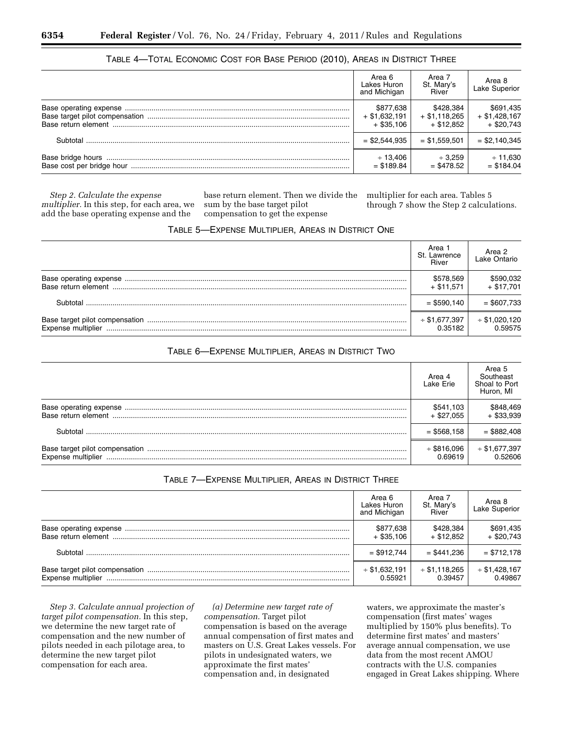TABLE 4—TOTAL ECONOMIC COST FOR BASE PERIOD (2010), AREAS IN DISTRICT THREE

| | Area 6 Lakes Huron and Michigan | Area 7 St. Mary's River | Area 8 Lake Superior |
|---|---|---|---|
| Base operating expense | $877,638 | $428,384 | $691,435 |
| Base target pilot compensation | + $1,632,191 | + $1,118,265 | + $1,428,167 |
| Base return element | + $35,106 | + $12,852 | + $20,743 |
| Subtotal | = $2,544,935 | = $1,559,501 | = $2,140,345 |
| Base bridge hours | ÷ 13,406 | ÷ 3,259 | ÷ 11,630 |
| Base cost per bridge hour | = $189.84 | = $478.52 | = $184.04 |

*Step 2. Calculate the expense multiplier.* In this step, for each area, we add the base operating expense and the base return element. Then we divide the sum by the base target pilot compensation to get the expense multiplier for each area. Tables 5 through 7 show the Step 2 calculations.

TABLE 5—EXPENSE MULTIPLIER, AREAS IN DISTRICT ONE

| | Area 1 St. Lawrence River | Area 2 Lake Ontario |
|---|---|---|
| Base operating expense | $578,569 | $590,032 |
| Base return element | + $11,571 | + $17,701 |
| Subtotal | = $590,140 | = $607,733 |
| Base target pilot compensation | ÷ $1,677,397 | ÷ $1,020,120 |
| Expense multiplier | 0.35182 | 0.59575 |

TABLE 6—EXPENSE MULTIPLIER, AREAS IN DISTRICT TWO

| | Area 4 Lake Erie | Area 5 Southeast Shoal to Port Huron, MI |
|---|---|---|
| Base operating expense | $541,103 | $848,469 |
| Base return element | + $27,055 | + $33,939 |
| Subtotal | = $568,158 | = $882,408 |
| Base target pilot compensation | ÷ $816,096 | ÷ $1,677,397 |
| Expense multiplier | 0.69619 | 0.52606 |

TABLE 7—EXPENSE MULTIPLIER, AREAS IN DISTRICT THREE

| | Area 6 Lakes Huron and Michigan | Area 7 St. Mary's River | Area 8 Lake Superior |
|---|---|---|---|
| Base operating expense | $877,638 | $428,384 | $691,435 |
| Base return element | + $35,106 | + $12,852 | + $20,743 |
| Subtotal | = $912,744 | = $441,236 | = $712,178 |
| Base target pilot compensation | ÷ $1,632,191 | ÷ $1,118,265 | ÷ $1,428,167 |
| Expense multiplier | 0.55921 | 0.39457 | 0.49867 |

*Step 3. Calculate annual projection of target pilot compensation.* In this step, we determine the new target rate of compensation and the new number of pilots needed in each pilotage area, to determine the new target pilot compensation for each area.

*(a) Determine new target rate of compensation.* Target pilot compensation is based on the average annual compensation of first mates and masters on U.S. Great Lakes vessels. For pilots in undesignated waters, we approximate the first mates' compensation and, in designated waters, we approximate the master's compensation (first mates' wages multiplied by 150% plus benefits). To determine first mates' and masters' average annual compensation, we use data from the most recent AMOU contracts with the U.S. companies engaged in Great Lakes shipping. Where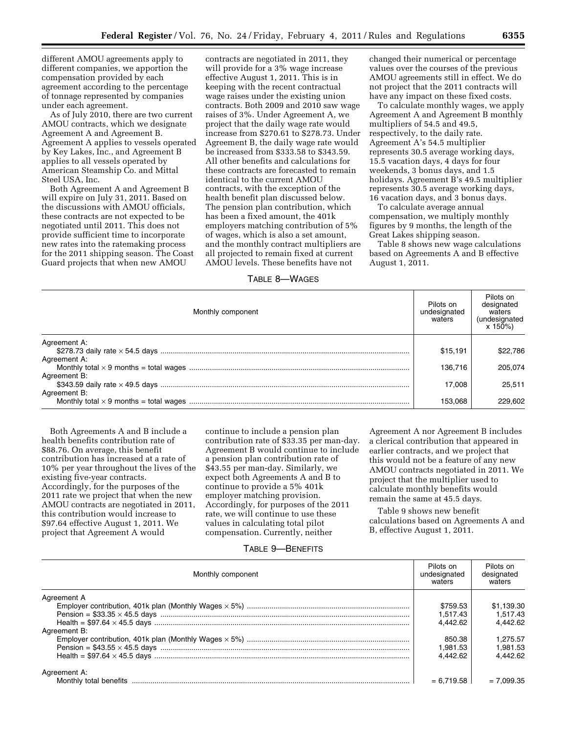different AMOU agreements apply to different companies, we apportion the compensation provided by each agreement according to the percentage of tonnage represented by companies under each agreement.

As of July 2010, there are two current AMOU contracts, which we designate Agreement A and Agreement B. Agreement A applies to vessels operated by Key Lakes, Inc., and Agreement B applies to all vessels operated by American Steamship Co. and Mittal Steel USA, Inc.

Both Agreement A and Agreement B will expire on July 31, 2011. Based on the discussions with AMOU officials, these contracts are not expected to be negotiated until 2011. This does not provide sufficient time to incorporate new rates into the ratemaking process for the 2011 shipping season. The Coast Guard projects that when new AMOU contracts are negotiated in 2011, they will provide for a 3% wage increase effective August 1, 2011. This is in keeping with the recent contractual wage raises under the existing union contracts. Both 2009 and 2010 saw wage raises of 3%. Under Agreement A, we project that the daily wage rate would increase from $270.61 to $278.73. Under Agreement B, the daily wage rate would be increased from $333.58 to $343.59. All other benefits and calculations for these contracts are forecasted to remain identical to the current AMOU contracts, with the exception of the health benefit plan discussed below. The pension plan contribution, which has been a fixed amount, the 401k employers matching contribution of 5% of wages, which is also a set amount, and the monthly contract multipliers are all projected to remain fixed at current AMOU levels. These benefits have not changed their numerical or percentage values over the courses of the previous AMOU agreements still in effect. We do not project that the 2011 contracts will have any impact on these fixed costs.

To calculate monthly wages, we apply Agreement A and Agreement B monthly multipliers of 54.5 and 49.5, respectively, to the daily rate. Agreement A's 54.5 multiplier represents 30.5 average working days, 15.5 vacation days, 4 days for four weekends, 3 bonus days, and 1.5 holidays. Agreement B's 49.5 multiplier represents 30.5 average working days, 16 vacation days, and 3 bonus days.

To calculate average annual compensation, we multiply monthly figures by 9 months, the length of the Great Lakes shipping season.

Table 8 shows new wage calculations based on Agreements A and B effective August 1, 2011.

TABLE 8—WAGES

| Monthly component | Pilots on undesignated waters | Pilots on designated waters (undesignated x 150%) |
|---|---|---|
| Agreement A: | | |
| $278.73 daily rate × 54.5 days | $15,191 | $22,786 |
| Agreement A: | | |
| Monthly total × 9 months = total wages | 136,716 | 205,074 |
| Agreement B: | | |
| $343.59 daily rate × 49.5 days | 17,008 | 25,511 |
| Agreement B: | | |
| Monthly total × 9 months = total wages | 153,068 | 229,602 |

Both Agreements A and B include a health benefits contribution rate of $88.76. On average, this benefit contribution has increased at a rate of 10% per year throughout the lives of the existing five-year contracts. Accordingly, for the purposes of the 2011 rate we project that when the new AMOU contracts are negotiated in 2011, this contribution would increase to $97.64 effective August 1, 2011. We project that Agreement A would continue to include a pension plan contribution rate of $33.35 per man-day. Agreement B would continue to include a pension plan contribution rate of $43.55 per man-day. Similarly, we expect both Agreements A and B to continue to provide a 5% 401k employer matching provision. Accordingly, for purposes of the 2011 rate, we will continue to use these values in calculating total pilot compensation. Currently, neither Agreement A nor Agreement B includes a clerical contribution that appeared in earlier contracts, and we project that this would not be a feature of any new AMOU contracts negotiated in 2011. We project that the multiplier used to calculate monthly benefits would remain the same at 45.5 days.

Table 9 shows new benefit calculations based on Agreements A and B, effective August 1, 2011.

TABLE 9—BENEFITS

| Monthly component | Pilots on undesignated waters | Pilots on designated waters |
|---|---|---|
| Agreement A | | |
| Employer contribution, 401k plan (Monthly Wages × 5%) | $759.53 | $1,139.30 |
| Pension = $33.35 × 45.5 days | 1,517.43 | 1,517.43 |
| Health = $97.64 × 45.5 days | 4,442.62 | 4,442.62 |
| Agreement B: | | |
| Employer contribution, 401k plan (Monthly Wages × 5%) | 850.38 | 1,275.57 |
| Pension = $43.55 × 45.5 days | 1,981.53 | 1,981.53 |
| Health = $97.64 × 45.5 days | 4,442.62 | 4,442.62 |
| Agreement A: | | |
| Monthly total benefits | = 6,719.58 | = 7,099.35 |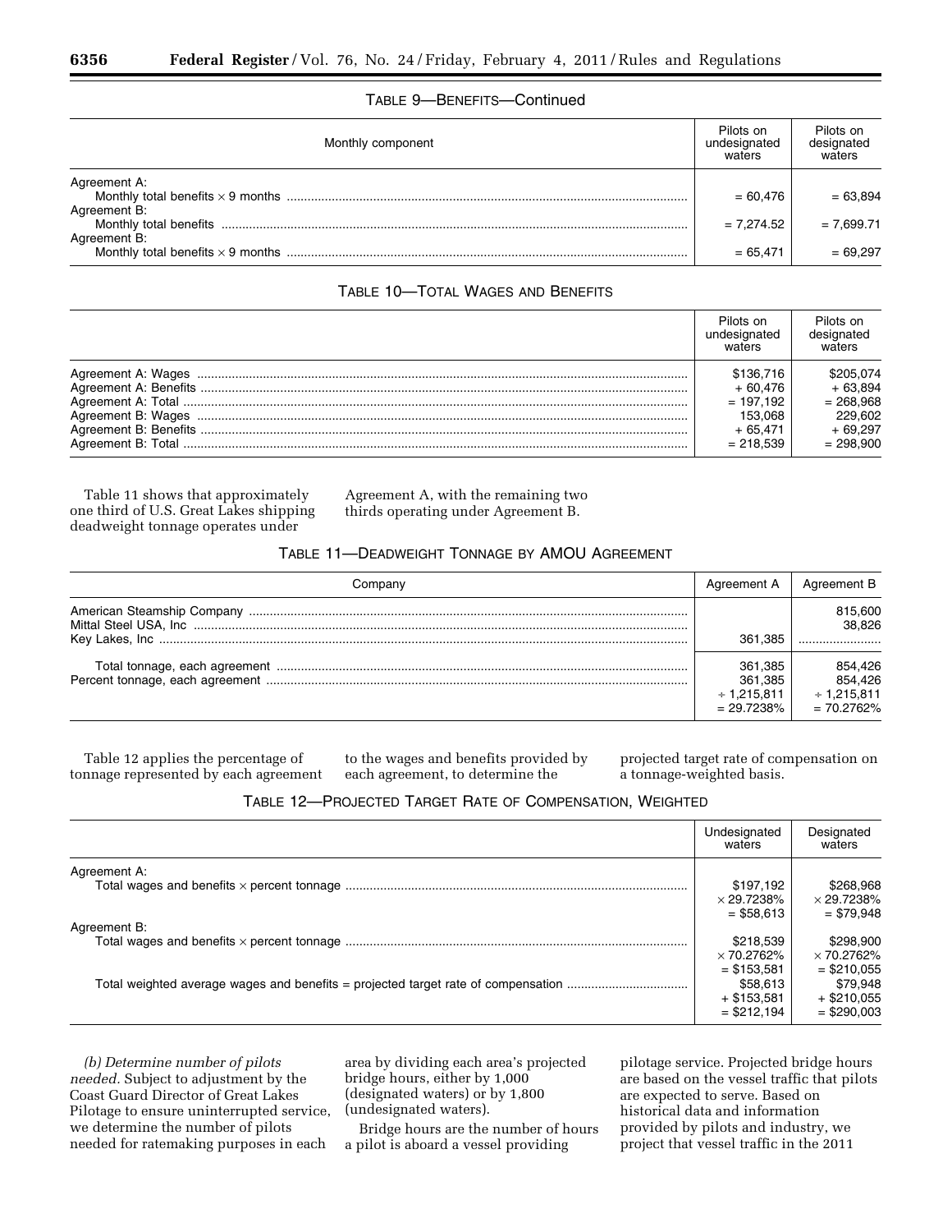TABLE 9—BENEFITS—Continued

| Monthly component | Pilots on undesignated waters | Pilots on designated waters |
|---|---|---|
| Agreement A: | | |
| Monthly total benefits × 9 months | = 60,476 | = 63,894 |
| Agreement B: | | |
| Monthly total benefits | = 7,274.52 | = 7,699.71 |
| Agreement B: | | |
| Monthly total benefits × 9 months | = 65,471 | = 69,297 |

TABLE 10—TOTAL WAGES AND BENEFITS

| | Pilots on undesignated waters | Pilots on designated waters |
|---|---|---|
| Agreement A: Wages | $136,716 | $205,074 |
| Agreement A: Benefits | + 60,476 | + 63,894 |
| Agreement A: Total | = 197,192 | = 268,968 |
| Agreement B: Wages | 153,068 | 229,602 |
| Agreement B: Benefits | + 65,471 | + 69,297 |
| Agreement B: Total | = 218,539 | = 298,900 |

Table 11 shows that approximately one third of U.S. Great Lakes shipping deadweight tonnage operates under Agreement A, with the remaining two thirds operating under Agreement B.

TABLE 11—DEADWEIGHT TONNAGE BY AMOU AGREEMENT

| Company | Agreement A | Agreement B |
|---|---|---|
| American Steamship Company | | 815,600 |
| Mittal Steel USA, Inc | | 38,826 |
| Key Lakes, Inc | 361,385 | |
| Total tonnage, each agreement | 361,385 | 854,426 |
| Percent tonnage, each agreement | 361,385<br>÷ 1,215,811<br>= 29.7238% | 854,426<br>÷ 1,215,811<br>= 70.2762% |

Table 12 applies the percentage of tonnage represented by each agreement to the wages and benefits provided by each agreement, to determine the projected target rate of compensation on a tonnage-weighted basis.

TABLE 12—PROJECTED TARGET RATE OF COMPENSATION, WEIGHTED

| | Undesignated waters | Designated waters |
|---|---|---|
| Agreement A: | | |
| Total wages and benefits × percent tonnage | $197,192<br>× 29.7238%<br>= $58,613 | $268,968<br>× 29.7238%<br>= $79,948 |
| Agreement B: | | |
| Total wages and benefits × percent tonnage | $218,539<br>× 70.2762%<br>= $153,581 | $298,900<br>× 70.2762%<br>= $210,055 |
| Total weighted average wages and benefits = projected target rate of compensation | $58,613<br>+ $153,581<br>= $212,194 | $79,948<br>+ $210,055<br>= $290,003 |

*(b) Determine number of pilots needed.* Subject to adjustment by the Coast Guard Director of Great Lakes Pilotage to ensure uninterrupted service, we determine the number of pilots needed for ratemaking purposes in each area by dividing each area's projected bridge hours, either by 1,000 (designated waters) or by 1,800 (undesignated waters).

Bridge hours are the number of hours a pilot is aboard a vessel providing pilotage service. Projected bridge hours are based on the vessel traffic that pilots are expected to serve. Based on historical data and information provided by pilots and industry, we project that vessel traffic in the 2011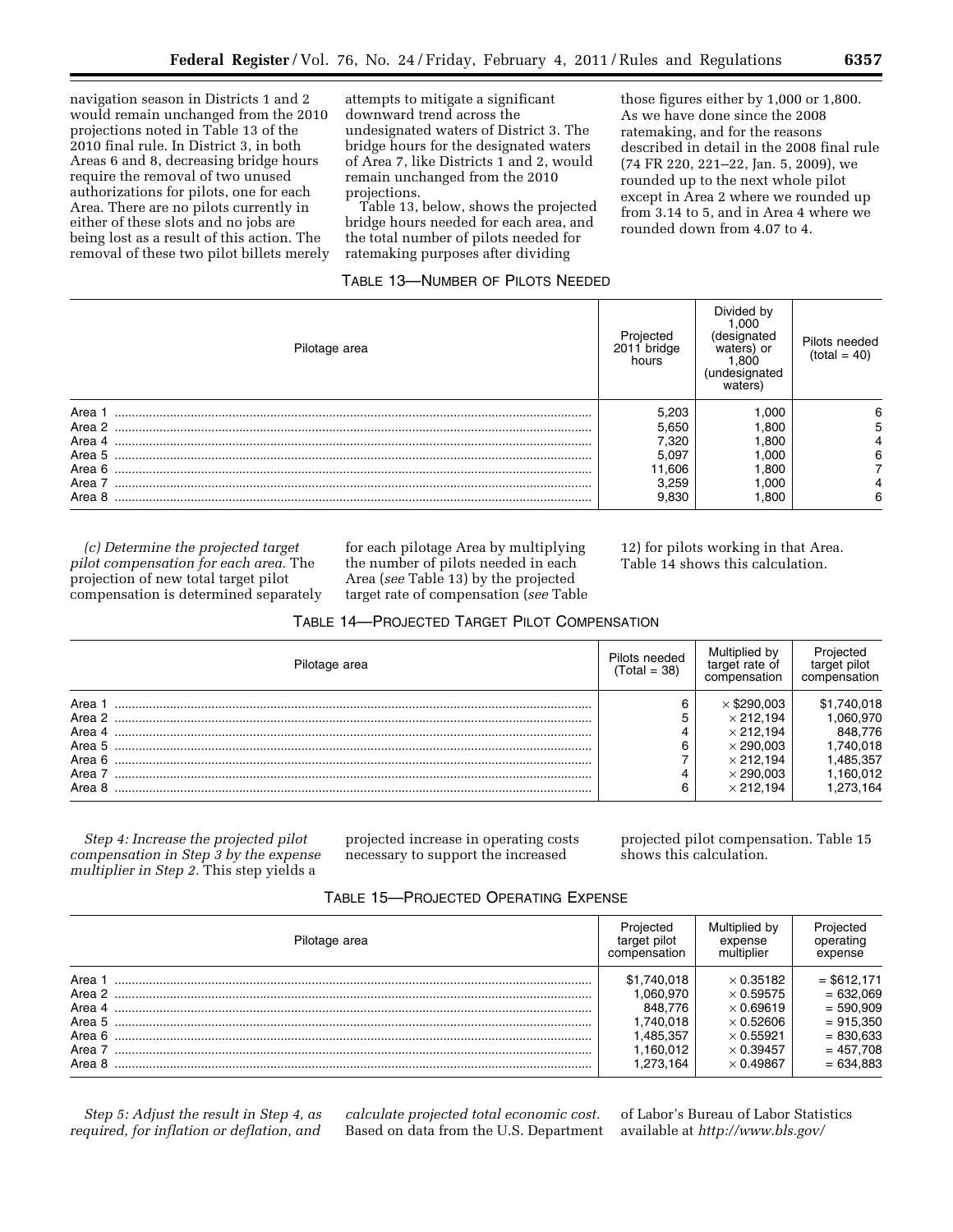navigation season in Districts 1 and 2 would remain unchanged from the 2010 projections noted in Table 13 of the 2010 final rule. In District 3, in both Areas 6 and 8, decreasing bridge hours require the removal of two unused authorizations for pilots, one for each Area. There are no pilots currently in either of these slots and no jobs are being lost as a result of this action. The removal of these two pilot billets merely attempts to mitigate a significant downward trend across the undesignated waters of District 3. The bridge hours for the designated waters of Area 7, like Districts 1 and 2, would remain unchanged from the 2010 projections.

Table 13, below, shows the projected bridge hours needed for each area, and the total number of pilots needed for ratemaking purposes after dividing those figures either by 1,000 or 1,800. As we have done since the 2008 ratemaking, and for the reasons described in detail in the 2008 final rule (74 FR 220, 221–22, Jan. 5, 2009), we rounded up to the next whole pilot except in Area 2 where we rounded up from 3.14 to 5, and in Area 4 where we rounded down from 4.07 to 4.

TABLE 13—NUMBER OF PILOTS NEEDED

| Pilotage area | Projected 2011 bridge hours | Divided by 1,000 (designated waters) or 1,800 (undesignated waters) | Pilots needed (total = 40) |
|---|---|---|---|
| Area 1 | 5,203 | 1,000 | 6 |
| Area 2 | 5,650 | 1,800 | 5 |
| Area 4 | 7,320 | 1,800 | 4 |
| Area 5 | 5,097 | 1,000 | 6 |
| Area 6 | 11,606 | 1,800 | 7 |
| Area 7 | 3,259 | 1,000 | 4 |
| Area 8 | 9,830 | 1,800 | 6 |

*(c) Determine the projected target pilot compensation for each area.* The projection of new total target pilot compensation is determined separately for each pilotage Area by multiplying the number of pilots needed in each Area (*see* Table 13) by the projected target rate of compensation (*see* Table 12) for pilots working in that Area. Table 14 shows this calculation.

TABLE 14—PROJECTED TARGET PILOT COMPENSATION

| Pilotage area | Pilots needed (Total = 38) | Multiplied by target rate of compensation | Projected target pilot compensation |
|---|---|---|---|
| Area 1 | 6 | × $290,003 | $1,740,018 |
| Area 2 | 5 | × 212,194 | 1,060,970 |
| Area 4 | 4 | × 212,194 | 848,776 |
| Area 5 | 6 | × 290,003 | 1,740,018 |
| Area 6 | 7 | × 212,194 | 1,485,357 |
| Area 7 | 4 | × 290,003 | 1,160,012 |
| Area 8 | 6 | × 212,194 | 1,273,164 |

*Step 4: Increase the projected pilot compensation in Step 3 by the expense multiplier in Step 2.* This step yields a projected increase in operating costs necessary to support the increased projected pilot compensation. Table 15 shows this calculation.

TABLE 15—PROJECTED OPERATING EXPENSE

| Pilotage area | Projected target pilot compensation | Multiplied by expense multiplier | Projected operating expense |
|---|---|---|---|
| Area 1 | $1,740,018 | × 0.35182 | = $612,171 |
| Area 2 | 1,060,970 | × 0.59575 | = 632,069 |
| Area 4 | 848,776 | × 0.69619 | = 590,909 |
| Area 5 | 1,740,018 | × 0.52606 | = 915,350 |
| Area 6 | 1,485,357 | × 0.55921 | = 830,633 |
| Area 7 | 1,160,012 | × 0.39457 | = 457,708 |
| Area 8 | 1,273,164 | × 0.49867 | = 634,883 |

*Step 5: Adjust the result in Step 4, as required, for inflation or deflation, and calculate projected total economic cost.* Based on data from the U.S. Department of Labor's Bureau of Labor Statistics available at *http://www.bls.gov/*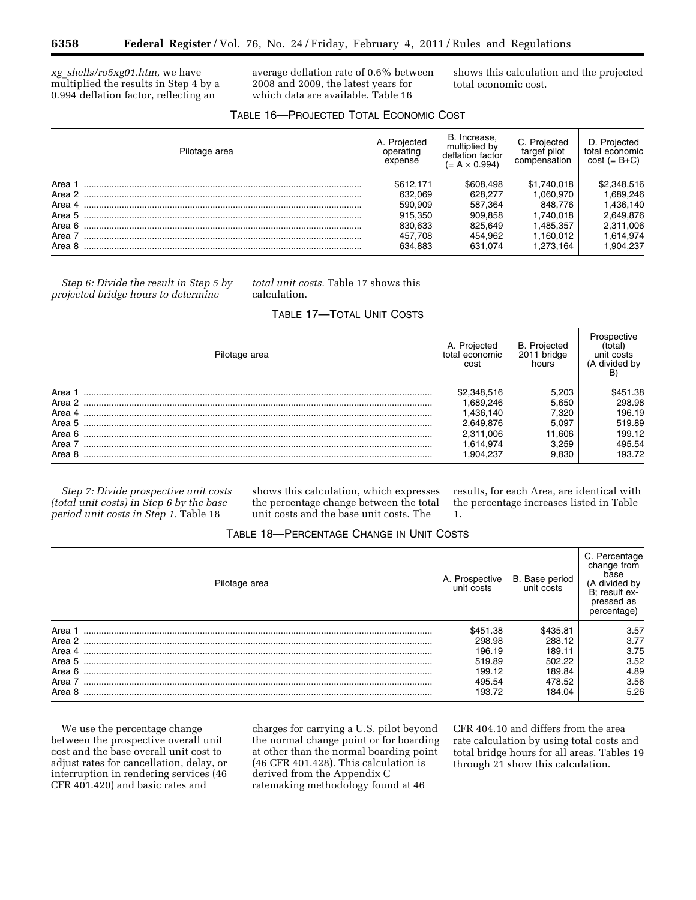*xg_shells/ro5xg01.htm,* we have multiplied the results in Step 4 by a 0.994 deflation factor, reflecting an average deflation rate of 0.6% between 2008 and 2009, the latest years for which data are available. Table 16 shows this calculation and the projected total economic cost.

TABLE 16—PROJECTED TOTAL ECONOMIC COST

| Pilotage area | A. Projected operating expense | B. Increase, multiplied by deflation factor (= A × 0.994) | C. Projected target pilot compensation | D. Projected total economic cost (= B+C) |
|---|---|---|---|---|
| Area 1 | $612,171 | $608,498 | $1,740,018 | $2,348,516 |
| Area 2 | 632,069 | 628,277 | 1,060,970 | 1,689,246 |
| Area 4 | 590,909 | 587,364 | 848,776 | 1,436,140 |
| Area 5 | 915,350 | 909,858 | 1,740,018 | 2,649,876 |
| Area 6 | 830,633 | 825,649 | 1,485,357 | 2,311,006 |
| Area 7 | 457,708 | 454,962 | 1,160,012 | 1,614,974 |
| Area 8 | 634,883 | 631,074 | 1,273,164 | 1,904,237 |

*Step 6: Divide the result in Step 5 by projected bridge hours to determine total unit costs.* Table 17 shows this calculation.

TABLE 17—TOTAL UNIT COSTS

| Pilotage area | A. Projected total economic cost | B. Projected 2011 bridge hours | Prospective (total) unit costs (A divided by B) |
|---|---|---|---|
| Area 1 | $2,348,516 | 5,203 | $451.38 |
| Area 2 | 1,689,246 | 5,650 | 298.98 |
| Area 4 | 1,436,140 | 7,320 | 196.19 |
| Area 5 | 2,649,876 | 5,097 | 519.89 |
| Area 6 | 2,311,006 | 11,606 | 199.12 |
| Area 7 | 1,614,974 | 3,259 | 495.54 |
| Area 8 | 1,904,237 | 9,830 | 193.72 |

*Step 7: Divide prospective unit costs (total unit costs) in Step 6 by the base period unit costs in Step 1.* Table 18 shows this calculation, which expresses the percentage change between the total unit costs and the base unit costs. The results, for each Area, are identical with the percentage increases listed in Table 1.

TABLE 18—PERCENTAGE CHANGE IN UNIT COSTS

| Pilotage area | A. Prospective unit costs | B. Base period unit costs | C. Percentage change from base (A divided by B; result expressed as percentage) |
|---|---|---|---|
| Area 1 | $451.38 | $435.81 | 3.57 |
| Area 2 | 298.98 | 288.12 | 3.77 |
| Area 4 | 196.19 | 189.11 | 3.75 |
| Area 5 | 519.89 | 502.22 | 3.52 |
| Area 6 | 199.12 | 189.84 | 4.89 |
| Area 7 | 495.54 | 478.52 | 3.56 |
| Area 8 | 193.72 | 184.04 | 5.26 |

We use the percentage change between the prospective overall unit cost and the base overall unit cost to adjust rates for cancellation, delay, or interruption in rendering services (46 CFR 401.420) and basic rates and charges for carrying a U.S. pilot beyond the normal change point or for boarding at other than the normal boarding point (46 CFR 401.428). This calculation is derived from the Appendix C ratemaking methodology found at 46 CFR 404.10 and differs from the area rate calculation by using total costs and total bridge hours for all areas. Tables 19 through 21 show this calculation.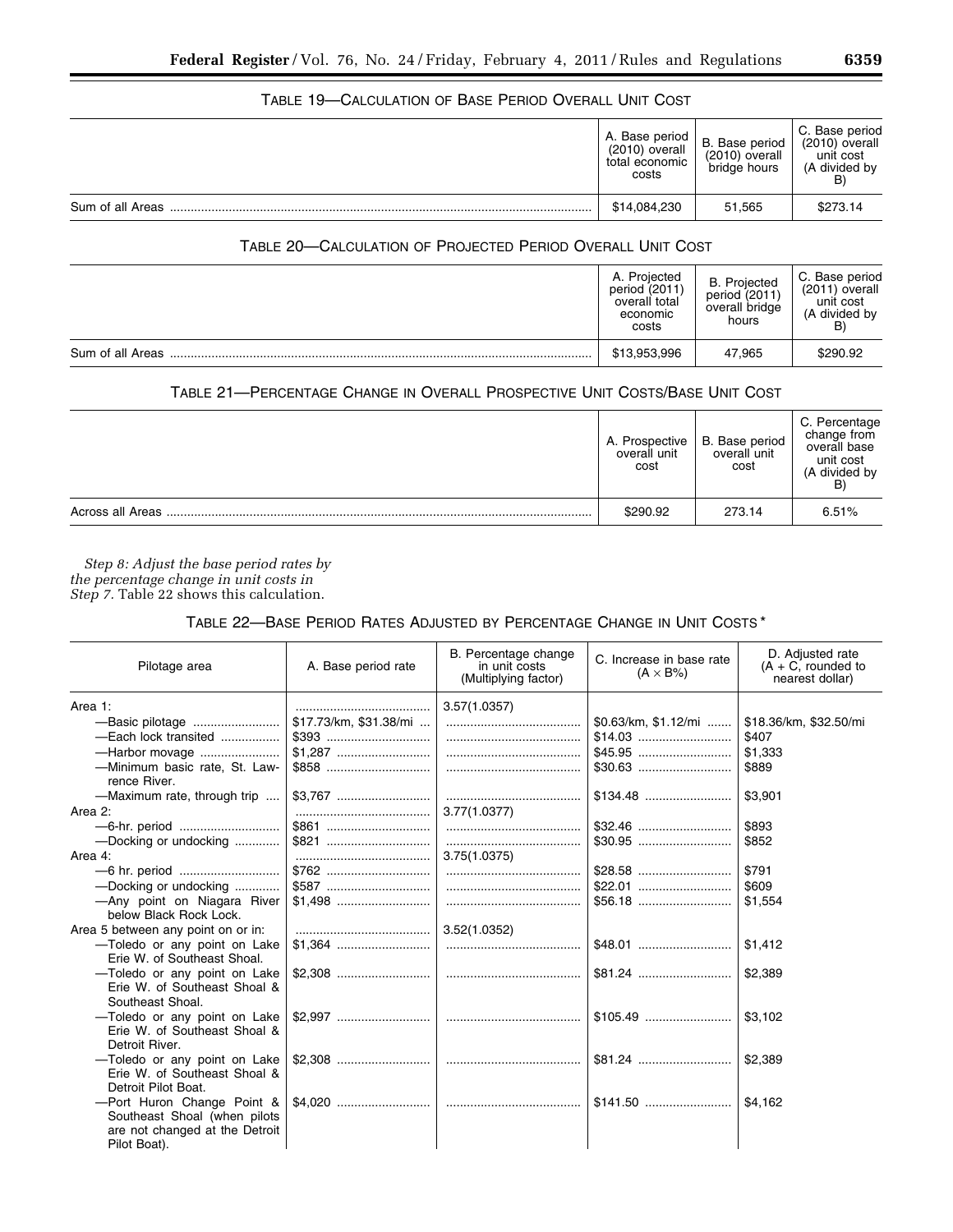TABLE 19—CALCULATION OF BASE PERIOD OVERALL UNIT COST

| | A. Base period (2010) overall total economic costs | B. Base period (2010) overall bridge hours | C. Base period (2010) overall unit cost (A divided by B) |
|---|---|---|---|
| Sum of all Areas | $14,084,230 | 51,565 | $273.14 |

TABLE 20—CALCULATION OF PROJECTED PERIOD OVERALL UNIT COST

| | A. Projected period (2011) overall total economic costs | B. Projected period (2011) overall bridge hours | C. Base period (2011) overall unit cost (A divided by B) |
|---|---|---|---|
| Sum of all Areas | $13,953,996 | 47,965 | $290.92 |

TABLE 21—PERCENTAGE CHANGE IN OVERALL PROSPECTIVE UNIT COSTS/BASE UNIT COST

| | A. Prospective overall unit cost | B. Base period overall unit cost | C. Percentage change from overall base unit cost (A divided by B) |
|---|---|---|---|
| Across all Areas | $290.92 | 273.14 | 6.51% |

*Step 8: Adjust the base period rates by the percentage change in unit costs in Step 7.* Table 22 shows this calculation.

TABLE 22—BASE PERIOD RATES ADJUSTED BY PERCENTAGE CHANGE IN UNIT COSTS *

| Pilotage area | A. Base period rate | B. Percentage change in unit costs (Multiplying factor) | C. Increase in base rate (A × B%) | D. Adjusted rate (A + C, rounded to nearest dollar) |
|---|---|---|---|---|
| Area 1: | | 3.57(1.0357) | | |
| —Basic pilotage | $17.73/km, $31.38/mi | | $0.63/km, $1.12/mi | $18.36/km, $32.50/mi |
| —Each lock transited | $393 | | $14.03 | $407 |
| —Harbor movage | $1,287 | | $45.95 | $1,333 |
| —Minimum basic rate, St. Lawrence River. | $858 | | $30.63 | $889 |
| —Maximum rate, through trip | $3,767 | | $134.48 | $3,901 |
| Area 2: | | 3.77(1.0377) | | |
| —6-hr. period | $861 | | $32.46 | $893 |
| —Docking or undocking | $821 | | $30.95 | $852 |
| Area 4: | | 3.75(1.0375) | | |
| —6 hr. period | $762 | | $28.58 | $791 |
| —Docking or undocking | $587 | | $22.01 | $609 |
| —Any point on Niagara River below Black Rock Lock. | $1,498 | | $56.18 | $1,554 |
| Area 5 between any point on or in: | | 3.52(1.0352) | | |
| —Toledo or any point on Lake Erie W. of Southeast Shoal. | $1,364 | | $48.01 | $1,412 |
| —Toledo or any point on Lake Erie W. of Southeast Shoal & Southeast Shoal. | $2,308 | | $81.24 | $2,389 |
| —Toledo or any point on Lake Erie W. of Southeast Shoal & Detroit River. | $2,997 | | $105.49 | $3,102 |
| —Toledo or any point on Lake Erie W. of Southeast Shoal & Detroit Pilot Boat. | $2,308 | | $81.24 | $2,389 |
| —Port Huron Change Point & Southeast Shoal (when pilots are not changed at the Detroit Pilot Boat). | $4,020 | | $141.50 | $4,162 |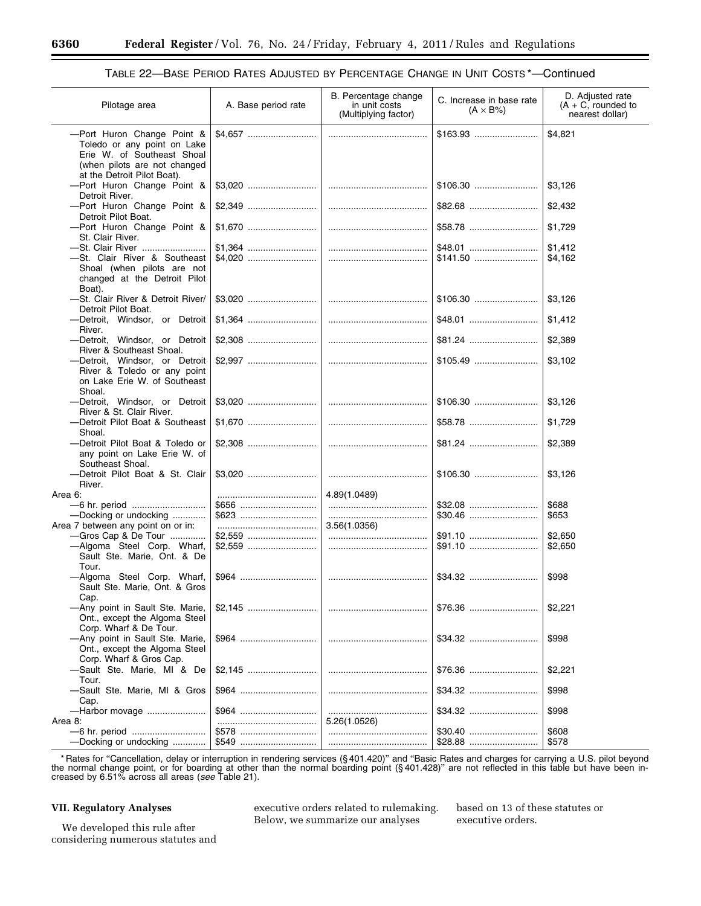TABLE 22—BASE PERIOD RATES ADJUSTED BY PERCENTAGE CHANGE IN UNIT COSTS *—Continued

| Pilotage area | A. Base period rate | B. Percentage change in unit costs (Multiplying factor) | C. Increase in base rate (A × B%) | D. Adjusted rate (A + C, rounded to nearest dollar) |
|---|---|---|---|---|
| —Port Huron Change Point & Toledo or any point on Lake Erie W. of Southeast Shoal (when pilots are not changed at the Detroit Pilot Boat). | $4,657 | | $163.93 | $4,821 |
| —Port Huron Change Point & Detroit River. | $3,020 | | $106.30 | $3,126 |
| —Port Huron Change Point & Detroit Pilot Boat. | $2,349 | | $82.68 | $2,432 |
| —Port Huron Change Point & St. Clair River. | $1,670 | | $58.78 | $1,729 |
| —St. Clair River | $1,364 | | $48.01 | $1,412 |
| —St. Clair River & Southeast Shoal (when pilots are not changed at the Detroit Pilot Boat). | $4,020 | | $141.50 | $4,162 |
| —St. Clair River & Detroit River/ Detroit Pilot Boat. | $3,020 | | $106.30 | $3,126 |
| —Detroit, Windsor, or Detroit River. | $1,364 | | $48.01 | $1,412 |
| —Detroit, Windsor, or Detroit River & Southeast Shoal. | $2,308 | | $81.24 | $2,389 |
| —Detroit, Windsor, or Detroit River & Toledo or any point on Lake Erie W. of Southeast Shoal. | $2,997 | | $105.49 | $3,102 |
| —Detroit, Windsor, or Detroit River & St. Clair River. | $3,020 | | $106.30 | $3,126 |
| —Detroit Pilot Boat & Southeast Shoal. | $1,670 | | $58.78 | $1,729 |
| —Detroit Pilot Boat & Toledo or any point on Lake Erie W. of Southeast Shoal. | $2,308 | | $81.24 | $2,389 |
| —Detroit Pilot Boat & St. Clair River. | $3,020 | | $106.30 | $3,126 |
| Area 6: | | 4.89(1.0489) | | |
| —6 hr. period | $656 | | $32.08 | $688 |
| —Docking or undocking | $623 | | $30.46 | $653 |
| Area 7 between any point on or in: | | 3.56(1.0356) | | |
| —Gros Cap & De Tour | $2,559 | | $91.10 | $2,650 |
| —Algoma Steel Corp. Wharf, Sault Ste. Marie, Ont. & De Tour. | $2,559 | | $91.10 | $2,650 |
| —Algoma Steel Corp. Wharf, Sault Ste. Marie, Ont. & Gros Cap. | $964 | | $34.32 | $998 |
| —Any point in Sault Ste. Marie, Ont., except the Algoma Steel Corp. Wharf & De Tour. | $2,145 | | $76.36 | $2,221 |
| —Any point in Sault Ste. Marie, Ont., except the Algoma Steel Corp. Wharf & Gros Cap. | $964 | | $34.32 | $998 |
| —Sault Ste. Marie, MI & De Tour. | $2,145 | | $76.36 | $2,221 |
| —Sault Ste. Marie, MI & Gros Cap. | $964 | | $34.32 | $998 |
| —Harbor movage | $964 | | $34.32 | $998 |
| Area 8: | | 5.26(1.0526) | | |
| —6 hr. period | $578 | | $30.40 | $608 |
| —Docking or undocking | $549 | | $28.88 | $578 |

* Rates for "Cancellation, delay or interruption in rendering services (§ 401.420)" and "Basic Rates and charges for carrying a U.S. pilot beyond the normal change point, or for boarding at other than the normal boarding point (§ 401.428)" are not reflected in this table but have been increased by 6.51% across all areas (*see* Table 21).

## VII. Regulatory Analyses

We developed this rule after considering numerous statutes and executive orders related to rulemaking. Below, we summarize our analyses based on 13 of these statutes or executive orders.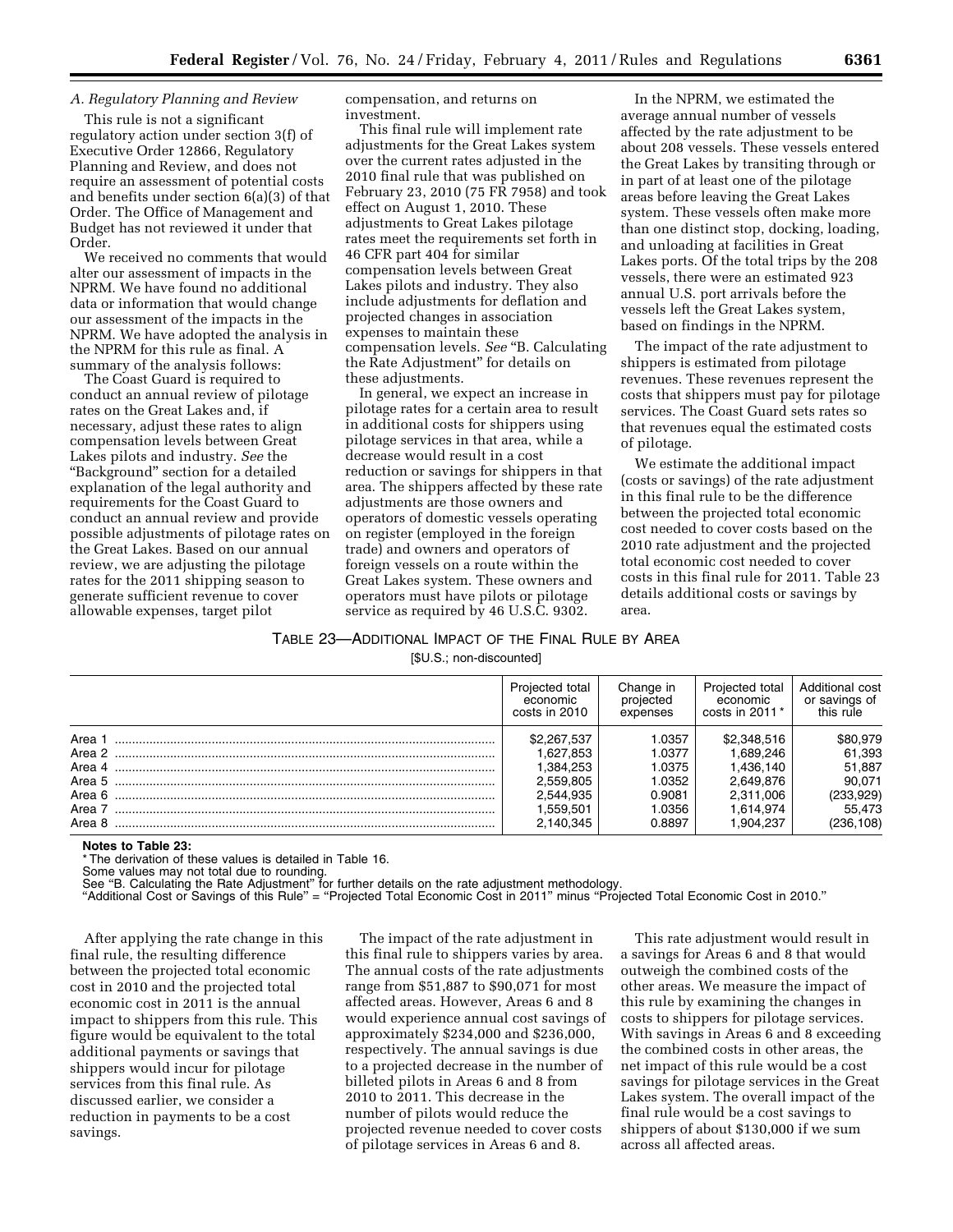### A. Regulatory Planning and Review

This rule is not a significant regulatory action under section 3(f) of Executive Order 12866, Regulatory Planning and Review, and does not require an assessment of potential costs and benefits under section 6(a)(3) of that Order. The Office of Management and Budget has not reviewed it under that Order.

We received no comments that would alter our assessment of impacts in the NPRM. We have found no additional data or information that would change our assessment of the impacts in the NPRM. We have adopted the analysis in the NPRM for this rule as final. A summary of the analysis follows:

The Coast Guard is required to conduct an annual review of pilotage rates on the Great Lakes and, if necessary, adjust these rates to align compensation levels between Great Lakes pilots and industry. *See* the "Background" section for a detailed explanation of the legal authority and requirements for the Coast Guard to conduct an annual review and provide possible adjustments of pilotage rates on the Great Lakes. Based on our annual review, we are adjusting the pilotage rates for the 2011 shipping season to generate sufficient revenue to cover allowable expenses, target pilot compensation, and returns on investment.

This final rule will implement rate adjustments for the Great Lakes system over the current rates adjusted in the 2010 final rule that was published on February 23, 2010 (75 FR 7958) and took effect on August 1, 2010. These adjustments to Great Lakes pilotage rates meet the requirements set forth in 46 CFR part 404 for similar compensation levels between Great Lakes pilots and industry. They also include adjustments for deflation and projected changes in association expenses to maintain these compensation levels. *See* "B. Calculating the Rate Adjustment" for details on these adjustments.

In general, we expect an increase in pilotage rates for a certain area to result in additional costs for shippers using pilotage services in that area, while a decrease would result in a cost reduction or savings for shippers in that area. The shippers affected by these rate adjustments are those owners and operators of domestic vessels operating on register (employed in the foreign trade) and owners and operators of foreign vessels on a route within the Great Lakes system. These owners and operators must have pilots or pilotage service as required by 46 U.S.C. 9302.

In the NPRM, we estimated the average annual number of vessels affected by the rate adjustment to be about 208 vessels. These vessels entered the Great Lakes by transiting through or in part of at least one of the pilotage areas before leaving the Great Lakes system. These vessels often make more than one distinct stop, docking, loading, and unloading at facilities in Great Lakes ports. Of the total trips by the 208 vessels, there were an estimated 923 annual U.S. port arrivals before the vessels left the Great Lakes system, based on findings in the NPRM.

The impact of the rate adjustment to shippers is estimated from pilotage revenues. These revenues represent the costs that shippers must pay for pilotage services. The Coast Guard sets rates so that revenues equal the estimated costs of pilotage.

We estimate the additional impact (costs or savings) of the rate adjustment in this final rule to be the difference between the projected total economic cost needed to cover costs based on the 2010 rate adjustment and the projected total economic cost needed to cover costs in this final rule for 2011. Table 23 details additional costs or savings by area.

TABLE 23—ADDITIONAL IMPACT OF THE FINAL RULE BY AREA

[$U.S.; non-discounted]

| | Projected total economic costs in 2010 | Change in projected expenses | Projected total economic costs in 2011 * | Additional cost or savings of this rule |
|---|---|---|---|---|
| Area 1 | $2,267,537 | 1.0357 | $2,348,516 | $80,979 |
| Area 2 | 1,627,853 | 1.0377 | 1,689,246 | 61,393 |
| Area 4 | 1,384,253 | 1.0375 | 1,436,140 | 51,887 |
| Area 5 | 2,559,805 | 1.0352 | 2,649,876 | 90,071 |
| Area 6 | 2,544,935 | 0.9081 | 2,311,006 | (233,929) |
| Area 7 | 1,559,501 | 1.0356 | 1,614,974 | 55,473 |
| Area 8 | 2,140,345 | 0.8897 | 1,904,237 | (236,108) |

**Notes to Table 23:**

* The derivation of these values is detailed in Table 16.

Some values may not total due to rounding.

See "B. Calculating the Rate Adjustment" for further details on the rate adjustment methodology.

"Additional Cost or Savings of this Rule" = "Projected Total Economic Cost in 2011" minus "Projected Total Economic Cost in 2010."

After applying the rate change in this final rule, the resulting difference between the projected total economic cost in 2010 and the projected total economic cost in 2011 is the annual impact to shippers from this rule. This figure would be equivalent to the total additional payments or savings that shippers would incur for pilotage services from this final rule. As discussed earlier, we consider a reduction in payments to be a cost savings.

The impact of the rate adjustment in this final rule to shippers varies by area. The annual costs of the rate adjustments range from $51,887 to $90,071 for most affected areas. However, Areas 6 and 8 would experience annual cost savings of approximately $234,000 and $236,000, respectively. The annual savings is due to a projected decrease in the number of billeted pilots in Areas 6 and 8 from 2010 to 2011. This decrease in the number of pilots would reduce the projected revenue needed to cover costs of pilotage services in Areas 6 and 8.

This rate adjustment would result in a savings for Areas 6 and 8 that would outweigh the combined costs of the other areas. We measure the impact of this rule by examining the changes in costs to shippers for pilotage services. With savings in Areas 6 and 8 exceeding the combined costs in other areas, the net impact of this rule would be a cost savings for pilotage services in the Great Lakes system. The overall impact of the final rule would be a cost savings to shippers of about $130,000 if we sum across all affected areas.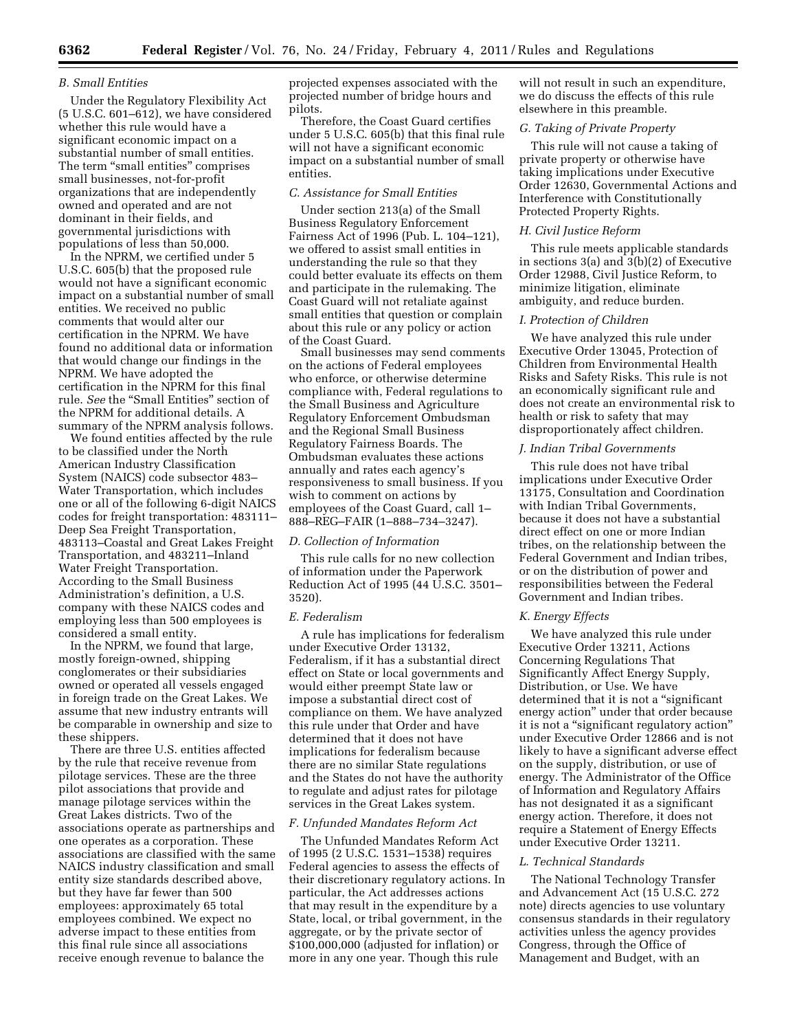### B. Small Entities

Under the Regulatory Flexibility Act (5 U.S.C. 601–612), we have considered whether this rule would have a significant economic impact on a substantial number of small entities. The term "small entities" comprises small businesses, not-for-profit organizations that are independently owned and operated and are not dominant in their fields, and governmental jurisdictions with populations of less than 50,000.

In the NPRM, we certified under 5 U.S.C. 605(b) that the proposed rule would not have a significant economic impact on a substantial number of small entities. We received no public comments that would alter our certification in the NPRM. We have found no additional data or information that would change our findings in the NPRM. We have adopted the certification in the NPRM for this final rule. *See* the "Small Entities" section of the NPRM for additional details. A summary of the NPRM analysis follows.

We found entities affected by the rule to be classified under the North American Industry Classification System (NAICS) code subsector 483–Water Transportation, which includes one or all of the following 6-digit NAICS codes for freight transportation: 483111–Deep Sea Freight Transportation, 483113–Coastal and Great Lakes Freight Transportation, and 483211–Inland Water Freight Transportation. According to the Small Business Administration's definition, a U.S. company with these NAICS codes and employing less than 500 employees is considered a small entity.

In the NPRM, we found that large, mostly foreign-owned, shipping conglomerates or their subsidiaries owned or operated all vessels engaged in foreign trade on the Great Lakes. We assume that new industry entrants will be comparable in ownership and size to these shippers.

There are three U.S. entities affected by the rule that receive revenue from pilotage services. These are the three pilot associations that provide and manage pilotage services within the Great Lakes districts. Two of the associations operate as partnerships and one operates as a corporation. These associations are classified with the same NAICS industry classification and small entity size standards described above, but they have far fewer than 500 employees: approximately 65 total employees combined. We expect no adverse impact to these entities from this final rule since all associations receive enough revenue to balance the projected expenses associated with the projected number of bridge hours and pilots.

Therefore, the Coast Guard certifies under 5 U.S.C. 605(b) that this final rule will not have a significant economic impact on a substantial number of small entities.

### C. Assistance for Small Entities

Under section 213(a) of the Small Business Regulatory Enforcement Fairness Act of 1996 (Pub. L. 104–121), we offered to assist small entities in understanding the rule so that they could better evaluate its effects on them and participate in the rulemaking. The Coast Guard will not retaliate against small entities that question or complain about this rule or any policy or action of the Coast Guard.

Small businesses may send comments on the actions of Federal employees who enforce, or otherwise determine compliance with, Federal regulations to the Small Business and Agriculture Regulatory Enforcement Ombudsman and the Regional Small Business Regulatory Fairness Boards. The Ombudsman evaluates these actions annually and rates each agency's responsiveness to small business. If you wish to comment on actions by employees of the Coast Guard, call 1–888–REG–FAIR (1–888–734–3247).

### D. Collection of Information

This rule calls for no new collection of information under the Paperwork Reduction Act of 1995 (44 U.S.C. 3501–3520).

### E. Federalism

A rule has implications for federalism under Executive Order 13132, Federalism, if it has a substantial direct effect on State or local governments and would either preempt State law or impose a substantial direct cost of compliance on them. We have analyzed this rule under that Order and have determined that it does not have implications for federalism because there are no similar State regulations and the States do not have the authority to regulate and adjust rates for pilotage services in the Great Lakes system.

### F. Unfunded Mandates Reform Act

The Unfunded Mandates Reform Act of 1995 (2 U.S.C. 1531–1538) requires Federal agencies to assess the effects of their discretionary regulatory actions. In particular, the Act addresses actions that may result in the expenditure by a State, local, or tribal government, in the aggregate, or by the private sector of $100,000,000 (adjusted for inflation) or more in any one year. Though this rule will not result in such an expenditure, we do discuss the effects of this rule elsewhere in this preamble.

### G. Taking of Private Property

This rule will not cause a taking of private property or otherwise have taking implications under Executive Order 12630, Governmental Actions and Interference with Constitutionally Protected Property Rights.

### H. Civil Justice Reform

This rule meets applicable standards in sections 3(a) and 3(b)(2) of Executive Order 12988, Civil Justice Reform, to minimize litigation, eliminate ambiguity, and reduce burden.

### I. Protection of Children

We have analyzed this rule under Executive Order 13045, Protection of Children from Environmental Health Risks and Safety Risks. This rule is not an economically significant rule and does not create an environmental risk to health or risk to safety that may disproportionately affect children.

### J. Indian Tribal Governments

This rule does not have tribal implications under Executive Order 13175, Consultation and Coordination with Indian Tribal Governments, because it does not have a substantial direct effect on one or more Indian tribes, on the relationship between the Federal Government and Indian tribes, or on the distribution of power and responsibilities between the Federal Government and Indian tribes.

### K. Energy Effects

We have analyzed this rule under Executive Order 13211, Actions Concerning Regulations That Significantly Affect Energy Supply, Distribution, or Use. We have determined that it is not a "significant energy action" under that order because it is not a "significant regulatory action" under Executive Order 12866 and is not likely to have a significant adverse effect on the supply, distribution, or use of energy. The Administrator of the Office of Information and Regulatory Affairs has not designated it as a significant energy action. Therefore, it does not require a Statement of Energy Effects under Executive Order 13211.

### L. Technical Standards

The National Technology Transfer and Advancement Act (15 U.S.C. 272 note) directs agencies to use voluntary consensus standards in their regulatory activities unless the agency provides Congress, through the Office of Management and Budget, with an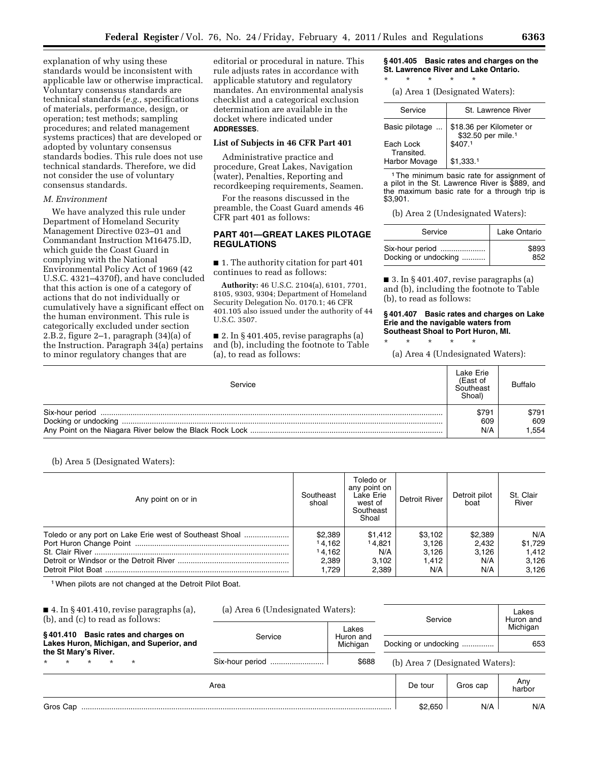explanation of why using these standards would be inconsistent with applicable law or otherwise impractical. Voluntary consensus standards are technical standards (*e.g.,* specifications of materials, performance, design, or operation; test methods; sampling procedures; and related management systems practices) that are developed or adopted by voluntary consensus standards bodies. This rule does not use technical standards. Therefore, we did not consider the use of voluntary consensus standards.

*M. Environment*

We have analyzed this rule under Department of Homeland Security Management Directive 023–01 and Commandant Instruction M16475.lD, which guide the Coast Guard in complying with the National Environmental Policy Act of 1969 (42 U.S.C. 4321–4370f), and have concluded that this action is one of a category of actions that do not individually or cumulatively have a significant effect on the human environment. This rule is categorically excluded under section 2.B.2, figure 2–1, paragraph (34)(a) of the Instruction. Paragraph 34(a) pertains to minor regulatory changes that are editorial or procedural in nature. This rule adjusts rates in accordance with applicable statutory and regulatory mandates. An environmental analysis checklist and a categorical exclusion determination are available in the docket where indicated under **ADDRESSES**.

**List of Subjects in 46 CFR Part 401**

Administrative practice and procedure, Great Lakes, Navigation (water), Penalties, Reporting and recordkeeping requirements, Seamen.

For the reasons discussed in the preamble, the Coast Guard amends 46 CFR part 401 as follows:

## PART 401—GREAT LAKES PILOTAGE REGULATIONS

■ 1. The authority citation for part 401 continues to read as follows:

**Authority:** 46 U.S.C. 2104(a), 6101, 7701, 8105, 9303, 9304; Department of Homeland Security Delegation No. 0170.1; 46 CFR 401.105 also issued under the authority of 44 U.S.C. 3507.

■ 2. In § 401.405, revise paragraphs (a) and (b), including the footnote to Table (a), to read as follows:

**§ 401.405 Basic rates and charges on the St. Lawrence River and Lake Ontario.**

\* \* \* \* \*

(a) Area 1 (Designated Waters):

| Service | St. Lawrence River |
|---|---|
| Basic pilotage | $18.36 per Kilometer or $32.50 per mile.[1] |
| Each Lock Transited. | $407.[1] |
| Harbor Movage | $1,333.[1] |

[1] The minimum basic rate for assignment of a pilot in the St. Lawrence River is $889, and the maximum basic rate for a through trip is $3,901.

(b) Area 2 (Undesignated Waters):

| Service | Lake Ontario |
|---|---|
| Six-hour period | $893 |
| Docking or undocking | 852 |

■ 3. In § 401.407, revise paragraphs (a) and (b), including the footnote to Table (b), to read as follows:

**§ 401.407 Basic rates and charges on Lake Erie and the navigable waters from Southeast Shoal to Port Huron, MI.**

\* \* \* \* \*

(a) Area 4 (Undesignated Waters):

| Service | Lake Erie (East of Southeast Shoal) | Buffalo |
|---|---|---|
| Six-hour period | $791 | $791 |
| Docking or undocking | 609 | 609 |
| Any Point on the Niagara River below the Black Rock Lock | N/A | 1,554 |

(b) Area 5 (Designated Waters):

| Any point on or in | Southeast shoal | Toledo or any point on Lake Erie west of Southeast Shoal | Detroit River | Detroit pilot boat | St. Clair River |
|---|---|---|---|---|---|
| Toledo or any port on Lake Erie west of Southeast Shoal | $2,389 | $1,412 | $3,102 | $2,389 | N/A |
| Port Huron Change Point | [1] 4,162 | [1] 4,821 | 3,126 | 2,432 | $1,729 |
| St. Clair River | [1] 4,162 | N/A | 3,126 | 3,126 | 1,412 |
| Detroit or Windsor or the Detroit River | 2,389 | 3,102 | 1,412 | N/A | 3,126 |
| Detroit Pilot Boat | 1,729 | 2,389 | N/A | N/A | 3,126 |

[1] When pilots are not changed at the Detroit Pilot Boat.

■ 4. In § 401.410, revise paragraphs (a), (b), and (c) to read as follows:

**§ 401.410 Basic rates and charges on Lakes Huron, Michigan, and Superior, and the St Mary's River.**

\* \* \* \* \*

(a) Area 6 (Undesignated Waters):

| Service | Lakes Huron and Michigan |
|---|---|
| Six-hour period | $688 |
| Docking or undocking | 653 |

(b) Area 7 (Designated Waters):

| Area | De tour | Gros cap | Any harbor |
|---|---|---|---|
| Gros Cap | $2,650 | N/A | N/A |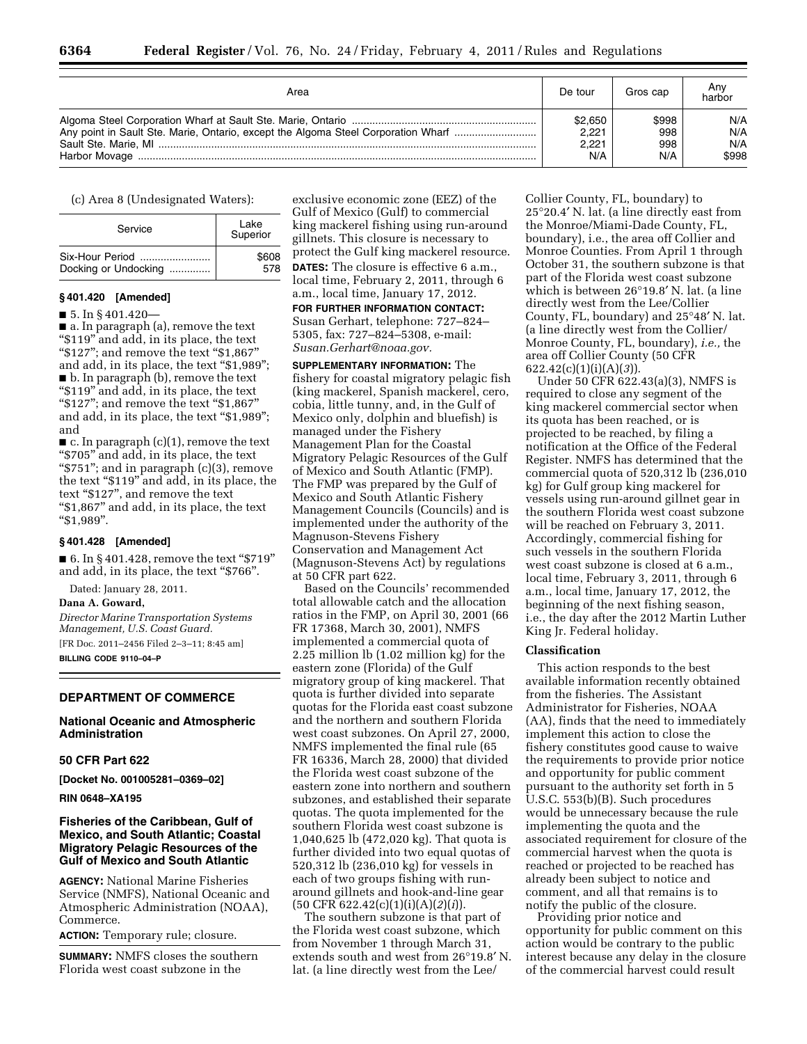| Area | De tour | Gros cap | Any harbor |
| --- | --- | --- | --- |
| Algoma Steel Corporation Wharf at Sault Ste. Marie, Ontario | $2,650 | $998 | N/A |
| Any point in Sault Ste. Marie, Ontario, except the Algoma Steel Corporation Wharf | 2,221 | 998 | N/A |
| Sault Ste. Marie, MI | 2,221 | 998 | N/A |
| Harbor Movage | N/A | N/A | $998 |

(c) Area 8 (Undesignated Waters):

| Service | Lake Superior |
| --- | --- |
| Six-Hour Period | $608 |
| Docking or Undocking | 578 |

**§ 401.420 [Amended]**

■ 5. In § 401.420—

■ a. In paragraph (a), remove the text "$119" and add, in its place, the text "$127"; and remove the text "$1,867" and add, in its place, the text "$1,989";

■ b. In paragraph (b), remove the text "$119" and add, in its place, the text "$127"; and remove the text "$1,867" and add, in its place, the text "$1,989"; and

■ c. In paragraph (c)(1), remove the text "$705" and add, in its place, the text "$751"; and in paragraph (c)(3), remove the text "$119" and add, in its place, the text "$127", and remove the text "$1,867" and add, in its place, the text "$1,989".

**§ 401.428 [Amended]**

■ 6. In § 401.428, remove the text "$719" and add, in its place, the text "$766".

Dated: January 28, 2011.

**Dana A. Goward,**

*Director Marine Transportation Systems Management, U.S. Coast Guard.*

[FR Doc. 2011–2456 Filed 2–3–11; 8:45 am]

**BILLING CODE 9110–04–P**

## DEPARTMENT OF COMMERCE

### National Oceanic and Atmospheric Administration

### 50 CFR Part 622

**[Docket No. 001005281–0369–02]**

**RIN 0648–XA195**

### Fisheries of the Caribbean, Gulf of Mexico, and South Atlantic; Coastal Migratory Pelagic Resources of the Gulf of Mexico and South Atlantic

**AGENCY:** National Marine Fisheries Service (NMFS), National Oceanic and Atmospheric Administration (NOAA), Commerce.

**ACTION:** Temporary rule; closure.

**SUMMARY:** NMFS closes the southern Florida west coast subzone in the exclusive economic zone (EEZ) of the Gulf of Mexico (Gulf) to commercial king mackerel fishing using run-around gillnets. This closure is necessary to protect the Gulf king mackerel resource.

**DATES:** The closure is effective 6 a.m., local time, February 2, 2011, through 6 a.m., local time, January 17, 2012.

**FOR FURTHER INFORMATION CONTACT:** Susan Gerhart, telephone: 727–824–5305, fax: 727–824–5308, e-mail: *Susan.Gerhart@noaa.gov.*

**SUPPLEMENTARY INFORMATION:** The fishery for coastal migratory pelagic fish (king mackerel, Spanish mackerel, cero, cobia, little tunny, and, in the Gulf of Mexico only, dolphin and bluefish) is managed under the Fishery Management Plan for the Coastal Migratory Pelagic Resources of the Gulf of Mexico and South Atlantic (FMP). The FMP was prepared by the Gulf of Mexico and South Atlantic Fishery Management Councils (Councils) and is implemented under the authority of the Magnuson-Stevens Fishery Conservation and Management Act (Magnuson-Stevens Act) by regulations at 50 CFR part 622.

Based on the Councils' recommended total allowable catch and the allocation ratios in the FMP, on April 30, 2001 (66 FR 17368, March 30, 2001), NMFS implemented a commercial quota of 2.25 million lb (1.02 million kg) for the eastern zone (Florida) of the Gulf migratory group of king mackerel. That quota is further divided into separate quotas for the Florida east coast subzone and the northern and southern Florida west coast subzones. On April 27, 2000, NMFS implemented the final rule (65 FR 16336, March 28, 2000) that divided the Florida west coast subzone of the eastern zone into northern and southern subzones, and established their separate quotas. The quota implemented for the southern Florida west coast subzone is 1,040,625 lb (472,020 kg). That quota is further divided into two equal quotas of 520,312 lb (236,010 kg) for vessels in each of two groups fishing with run-around gillnets and hook-and-line gear (50 CFR 622.42(c)(1)(i)(A)(*2*)(*i*)).

The southern subzone is that part of the Florida west coast subzone, which from November 1 through March 31, extends south and west from 26°19.8′ N. lat. (a line directly west from the Lee/Collier County, FL, boundary) to 25°20.4′ N. lat. (a line directly east from the Monroe/Miami-Dade County, FL, boundary), i.e., the area off Collier and Monroe Counties. From April 1 through October 31, the southern subzone is that part of the Florida west coast subzone which is between 26°19.8′ N. lat. (a line directly west from the Lee/Collier County, FL, boundary) and 25°48′ N. lat. (a line directly west from the Collier/Monroe County, FL, boundary), *i.e.,* the area off Collier County (50 CFR 622.42(c)(1)(i)(A)(*3*)).

Under 50 CFR 622.43(a)(3), NMFS is required to close any segment of the king mackerel commercial sector when its quota has been reached, or is projected to be reached, by filing a notification at the Office of the Federal Register. NMFS has determined that the commercial quota of 520,312 lb (236,010 kg) for Gulf group king mackerel for vessels using run-around gillnet gear in the southern Florida west coast subzone will be reached on February 3, 2011. Accordingly, commercial fishing for such vessels in the southern Florida west coast subzone is closed at 6 a.m., local time, February 3, 2011, through 6 a.m., local time, January 17, 2012, the beginning of the next fishing season, i.e., the day after the 2012 Martin Luther King Jr. Federal holiday.

#### Classification

This action responds to the best available information recently obtained from the fisheries. The Assistant Administrator for Fisheries, NOAA (AA), finds that the need to immediately implement this action to close the fishery constitutes good cause to waive the requirements to provide prior notice and opportunity for public comment pursuant to the authority set forth in 5 U.S.C. 553(b)(B). Such procedures would be unnecessary because the rule implementing the quota and the associated requirement for closure of the commercial harvest when the quota is reached or projected to be reached has already been subject to notice and comment, and all that remains is to notify the public of the closure.

Providing prior notice and opportunity for public comment on this action would be contrary to the public interest because any delay in the closure of the commercial harvest could result